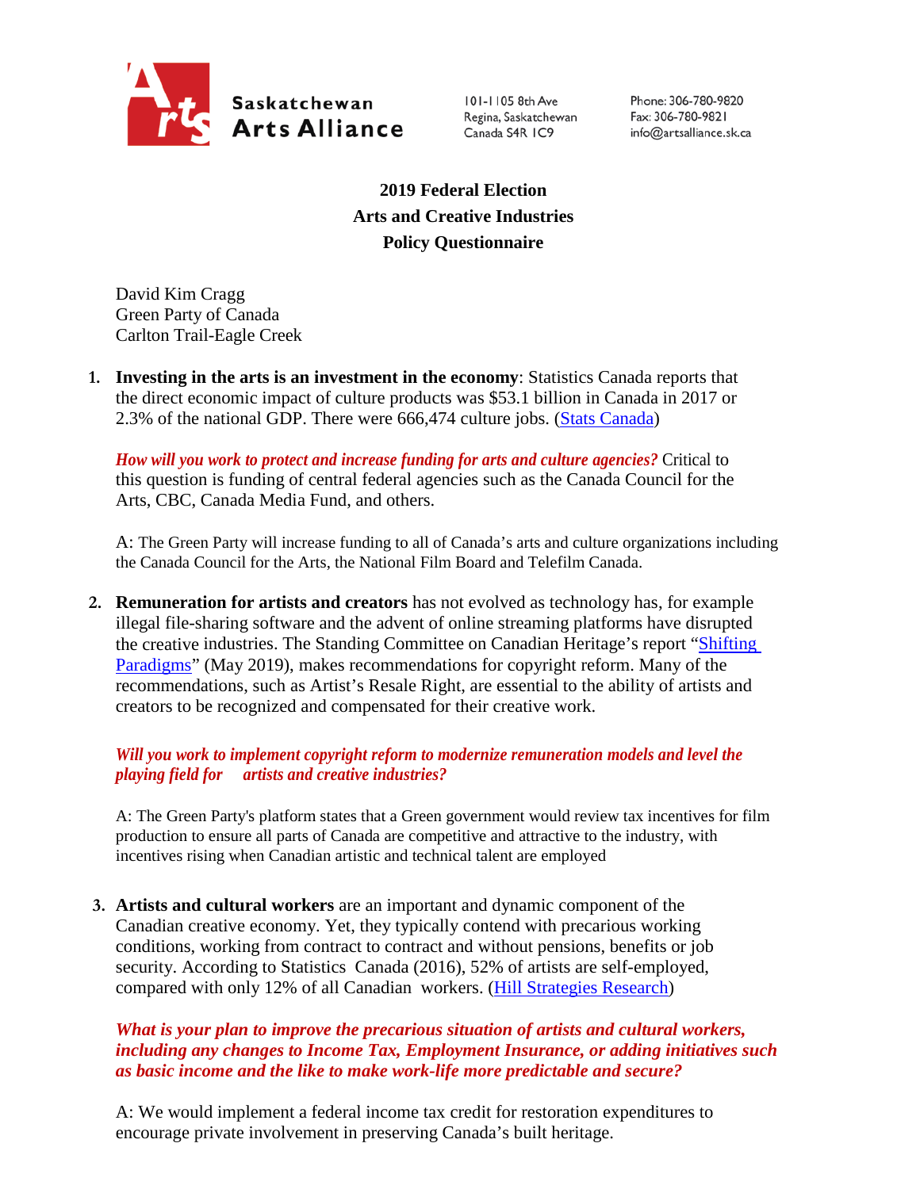**Saskatchewan Arts Alliance**

101-1105 8th Ave
Regina, Saskatchewan
Canada S4R 1C9

Phone: 306-780-9820
Fax: 306-780-9821
info@artsalliance.sk.ca

# 2019 Federal Election
# Arts and Creative Industries
# Policy Questionnaire

David Kim Cragg
Green Party of Canada
Carlton Trail-Eagle Creek

1. **Investing in the arts is an investment in the economy**: Statistics Canada reports that the direct economic impact of culture products was $53.1 billion in Canada in 2017 or 2.3% of the national GDP. There were 666,474 culture jobs. (Stats Canada)

   ***How will you work to protect and increase funding for arts and culture agencies?*** Critical to this question is funding of central federal agencies such as the Canada Council for the Arts, CBC, Canada Media Fund, and others.

   A: The Green Party will increase funding to all of Canada's arts and culture organizations including the Canada Council for the Arts, the National Film Board and Telefilm Canada.

2. **Remuneration for artists and creators** has not evolved as technology has, for example illegal file-sharing software and the advent of online streaming platforms have disrupted the creative industries. The Standing Committee on Canadian Heritage's report "Shifting Paradigms" (May 2019), makes recommendations for copyright reform. Many of the recommendations, such as Artist's Resale Right, are essential to the ability of artists and creators to be recognized and compensated for their creative work.

   ***Will you work to implement copyright reform to modernize remuneration models and level the playing field for artists and creative industries?***

   A: The Green Party's platform states that a Green government would review tax incentives for film production to ensure all parts of Canada are competitive and attractive to the industry, with incentives rising when Canadian artistic and technical talent are employed

3. **Artists and cultural workers** are an important and dynamic component of the Canadian creative economy. Yet, they typically contend with precarious working conditions, working from contract to contract and without pensions, benefits or job security. According to Statistics Canada (2016), 52% of artists are self-employed, compared with only 12% of all Canadian workers. (Hill Strategies Research)

   ***What is your plan to improve the precarious situation of artists and cultural workers, including any changes to Income Tax, Employment Insurance, or adding initiatives such as basic income and the like to make work-life more predictable and secure?***

   A: We would implement a federal income tax credit for restoration expenditures to encourage private involvement in preserving Canada's built heritage.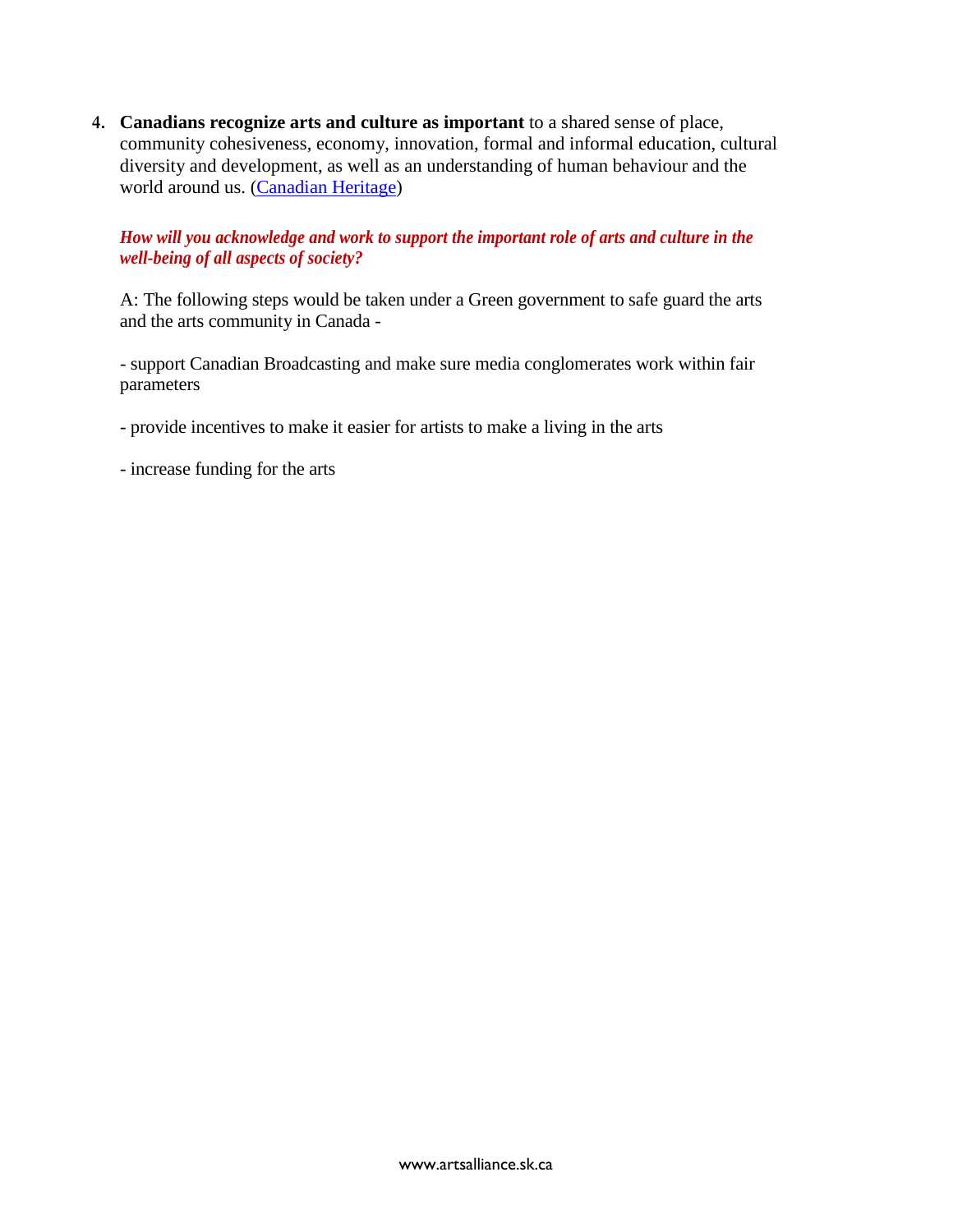4. **Canadians recognize arts and culture as important** to a shared sense of place, community cohesiveness, economy, innovation, formal and informal education, cultural diversity and development, as well as an understanding of human behaviour and the world around us. ([Canadian Heritage]())

   ***How will you acknowledge and work to support the important role of arts and culture in the well-being of all aspects of society?***

   A: The following steps would be taken under a Green government to safe guard the arts and the arts community in Canada -

   - support Canadian Broadcasting and make sure media conglomerates work within fair parameters

   - provide incentives to make it easier for artists to make a living in the arts

   - increase funding for the arts